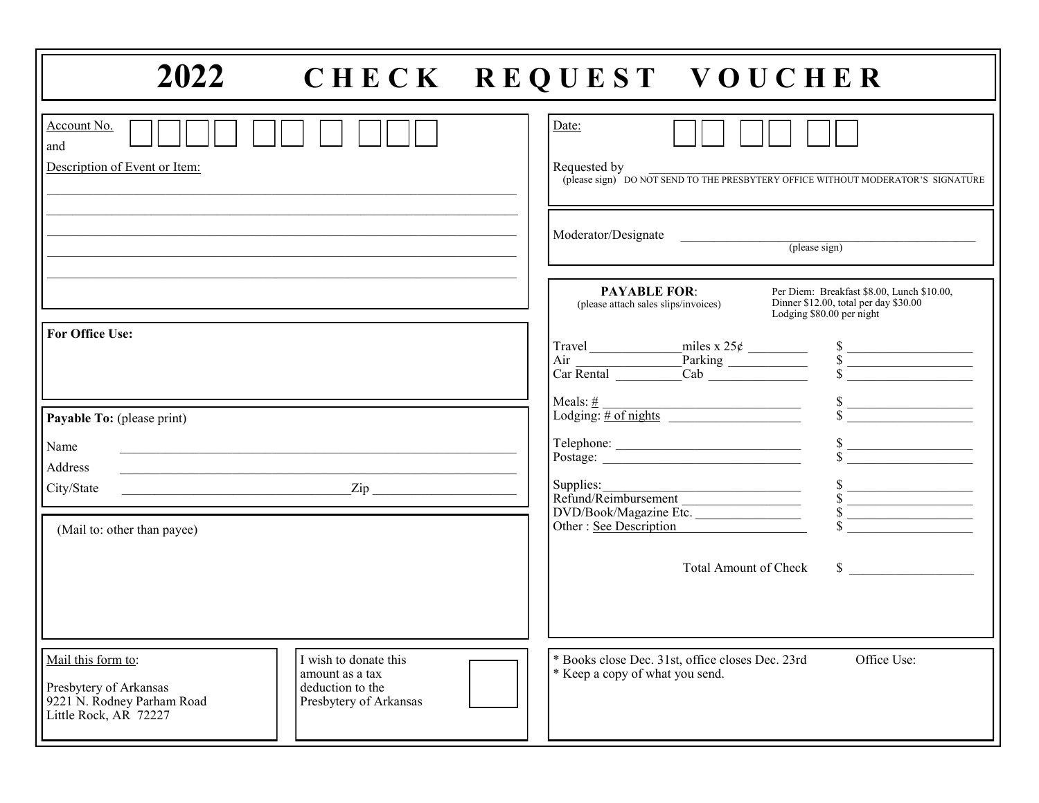# 2022 CHECK REQUEST VOUCHER

Account No. and Description of Event or Item:

______________________________________________

______________________________________________

______________________________________________

______________________________________________

______________________________________________

Date:

Requested by ______________________________
(please sign) DO NOT SEND TO THE PRESBYTERY OFFICE WITHOUT MODERATOR'S SIGNATURE

Moderator/Designate ______________________________
(please sign)

**For Office Use:**

**PAYABLE FOR**:
(please attach sales slips/invoices)

Per Diem: Breakfast $8.00, Lunch $10.00, Dinner $12.00, total per day $30.00
Lodging $80.00 per night

| | |
|---|---|
| Travel ______ miles x 25¢ ______ | $ ______ |
| Air ______ Parking ______ | $ ______ |
| Car Rental ______ Cab ______ | $ ______ |
| Meals: # ______ | $ ______ |
| Lodging: # of nights ______ | $ ______ |
| Telephone: ______ | $ ______ |
| Postage: ______ | $ ______ |
| Supplies: ______ | $ ______ |
| Refund/Reimbursement ______ | $ ______ |
| DVD/Book/Magazine Etc. ______ | $ ______ |
| Other : See Description | $ ______ |
| Total Amount of Check | $ ______ |

**Payable To:** (please print)

Name ______________________________

Address ______________________________

City/State ______________________ Zip ______________

(Mail to: other than payee)

Mail this form to:

Presbytery of Arkansas
9221 N. Rodney Parham Road
Little Rock, AR 72227

I wish to donate this amount as a tax deduction to the Presbytery of Arkansas ☐

* Books close Dec. 31st, office closes Dec. 23rd
* Keep a copy of what you send.

Office Use: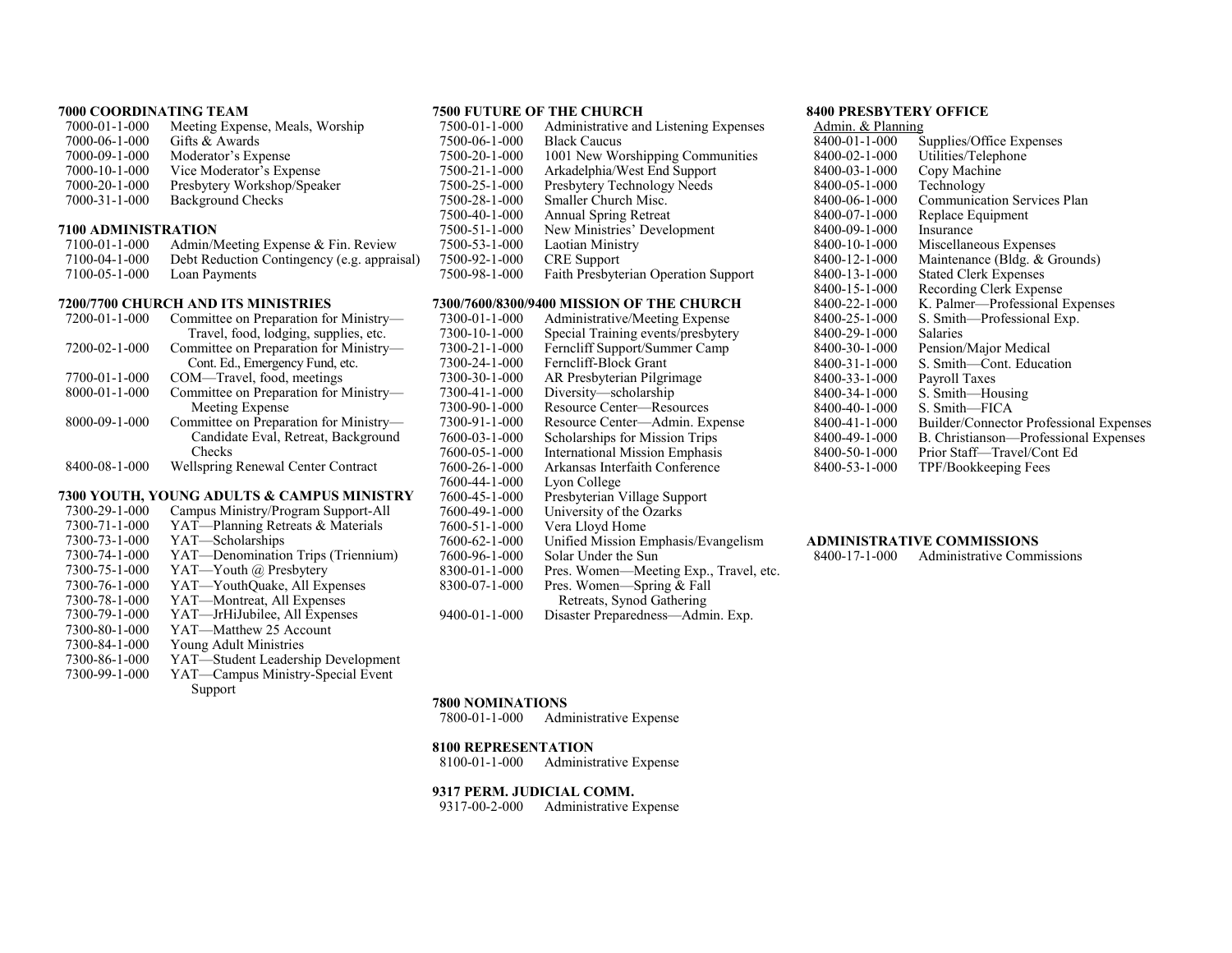### 7000 COORDINATING TEAM

| | |
|---|---|
| 7000-01-1-000 | Meeting Expense, Meals, Worship |
| 7000-06-1-000 | Gifts & Awards |
| 7000-09-1-000 | Moderator's Expense |
| 7000-10-1-000 | Vice Moderator's Expense |
| 7000-20-1-000 | Presbytery Workshop/Speaker |
| 7000-31-1-000 | Background Checks |

### 7100 ADMINISTRATION

| | |
|---|---|
| 7100-01-1-000 | Admin/Meeting Expense & Fin. Review |
| 7100-04-1-000 | Debt Reduction Contingency (e.g. appraisal) |
| 7100-05-1-000 | Loan Payments |

### 7200/7700 CHURCH AND ITS MINISTRIES

| | |
|---|---|
| 7200-01-1-000 | Committee on Preparation for Ministry—Travel, food, lodging, supplies, etc. |
| 7200-02-1-000 | Committee on Preparation for Ministry—Cont. Ed., Emergency Fund, etc. |
| 7700-01-1-000 | COM—Travel, food, meetings |
| 8000-01-1-000 | Committee on Preparation for Ministry—Meeting Expense |
| 8000-09-1-000 | Committee on Preparation for Ministry—Candidate Eval, Retreat, Background Checks |
| 8400-08-1-000 | Wellspring Renewal Center Contract |

### 7300 YOUTH, YOUNG ADULTS & CAMPUS MINISTRY

| | |
|---|---|
| 7300-29-1-000 | Campus Ministry/Program Support-All |
| 7300-71-1-000 | YAT—Planning Retreats & Materials |
| 7300-73-1-000 | YAT—Scholarships |
| 7300-74-1-000 | YAT—Denomination Trips (Triennium) |
| 7300-75-1-000 | YAT—Youth @ Presbytery |
| 7300-76-1-000 | YAT—YouthQuake, All Expenses |
| 7300-78-1-000 | YAT—Montreat, All Expenses |
| 7300-79-1-000 | YAT—JrHiJubilee, All Expenses |
| 7300-80-1-000 | YAT—Matthew 25 Account |
| 7300-84-1-000 | Young Adult Ministries |
| 7300-86-1-000 | YAT—Student Leadership Development |
| 7300-99-1-000 | YAT—Campus Ministry-Special Event Support |

### 7500 FUTURE OF THE CHURCH

| | |
|---|---|
| 7500-01-1-000 | Administrative and Listening Expenses |
| 7500-06-1-000 | Black Caucus |
| 7500-20-1-000 | 1001 New Worshipping Communities |
| 7500-21-1-000 | Arkadelphia/West End Support |
| 7500-25-1-000 | Presbytery Technology Needs |
| 7500-28-1-000 | Smaller Church Misc. |
| 7500-40-1-000 | Annual Spring Retreat |
| 7500-51-1-000 | New Ministries' Development |
| 7500-53-1-000 | Laotian Ministry |
| 7500-92-1-000 | CRE Support |
| 7500-98-1-000 | Faith Presbyterian Operation Support |

### 7300/7600/8300/9400 MISSION OF THE CHURCH

| | |
|---|---|
| 7300-01-1-000 | Administrative/Meeting Expense |
| 7300-10-1-000 | Special Training events/presbytery |
| 7300-21-1-000 | Ferncliff Support/Summer Camp |
| 7300-24-1-000 | Ferncliff-Block Grant |
| 7300-30-1-000 | AR Presbyterian Pilgrimage |
| 7300-41-1-000 | Diversity—scholarship |
| 7300-90-1-000 | Resource Center—Resources |
| 7300-91-1-000 | Resource Center—Admin. Expense |
| 7600-03-1-000 | Scholarships for Mission Trips |
| 7600-05-1-000 | International Mission Emphasis |
| 7600-26-1-000 | Arkansas Interfaith Conference |
| 7600-44-1-000 | Lyon College |
| 7600-45-1-000 | Presbyterian Village Support |
| 7600-49-1-000 | University of the Ozarks |
| 7600-51-1-000 | Vera Lloyd Home |
| 7600-62-1-000 | Unified Mission Emphasis/Evangelism |
| 7600-96-1-000 | Solar Under the Sun |
| 8300-01-1-000 | Pres. Women—Meeting Exp., Travel, etc. |
| 8300-07-1-000 | Pres. Women—Spring & Fall Retreats, Synod Gathering |
| 9400-01-1-000 | Disaster Preparedness—Admin. Exp. |

### 7800 NOMINATIONS

| | |
|---|---|
| 7800-01-1-000 | Administrative Expense |

### 8100 REPRESENTATION

| | |
|---|---|
| 8100-01-1-000 | Administrative Expense |

### 9317 PERM. JUDICIAL COMM.

| | |
|---|---|
| 9317-00-2-000 | Administrative Expense |

### 8400 PRESBYTERY OFFICE

Admin. & Planning

| | |
|---|---|
| 8400-01-1-000 | Supplies/Office Expenses |
| 8400-02-1-000 | Utilities/Telephone |
| 8400-03-1-000 | Copy Machine |
| 8400-05-1-000 | Technology |
| 8400-06-1-000 | Communication Services Plan |
| 8400-07-1-000 | Replace Equipment |
| 8400-09-1-000 | Insurance |
| 8400-10-1-000 | Miscellaneous Expenses |
| 8400-12-1-000 | Maintenance (Bldg. & Grounds) |
| 8400-13-1-000 | Stated Clerk Expenses |
| 8400-15-1-000 | Recording Clerk Expense |
| 8400-22-1-000 | K. Palmer—Professional Expenses |
| 8400-25-1-000 | S. Smith—Professional Exp. |
| 8400-29-1-000 | Salaries |
| 8400-30-1-000 | Pension/Major Medical |
| 8400-31-1-000 | S. Smith—Cont. Education |
| 8400-33-1-000 | Payroll Taxes |
| 8400-34-1-000 | S. Smith—Housing |
| 8400-40-1-000 | S. Smith—FICA |
| 8400-41-1-000 | Builder/Connector Professional Expenses |
| 8400-49-1-000 | B. Christianson—Professional Expenses |
| 8400-50-1-000 | Prior Staff—Travel/Cont Ed |
| 8400-53-1-000 | TPF/Bookkeeping Fees |

### ADMINISTRATIVE COMMISSIONS

| | |
|---|---|
| 8400-17-1-000 | Administrative Commissions |